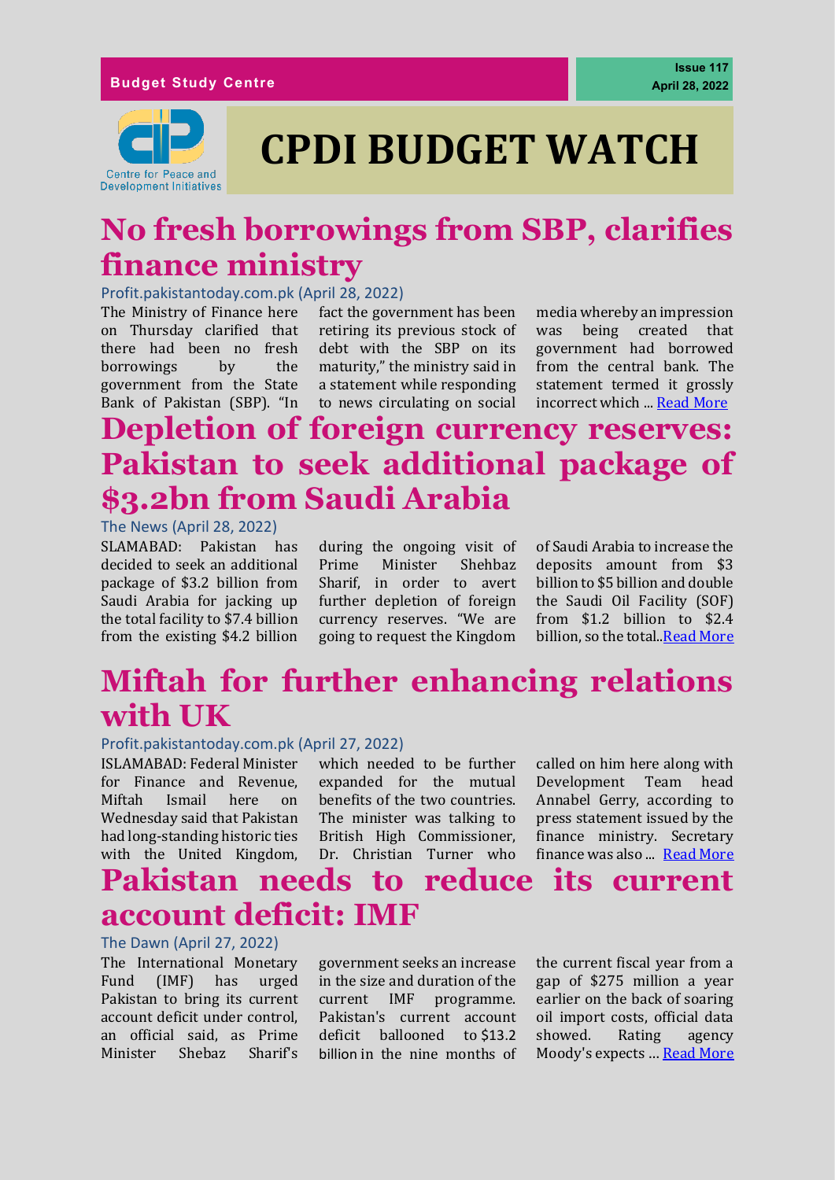Budget Study Centre

Issue 117
April 28, 2022

# CPDI BUDGET WATCH

## No fresh borrowings from SBP, clarifies finance ministry

Profit.pakistantoday.com.pk (April 28, 2022)

The Ministry of Finance here on Thursday clarified that there had been no fresh borrowings by the government from the State Bank of Pakistan (SBP). "In fact the government has been retiring its previous stock of debt with the SBP on its maturity," the ministry said in a statement while responding to news circulating on social media whereby an impression was being created that government had borrowed from the central bank. The statement termed it grossly incorrect which ... Read More

## Depletion of foreign currency reserves: Pakistan to seek additional package of $3.2bn from Saudi Arabia

The News (April 28, 2022)

SLAMABAD: Pakistan has decided to seek an additional package of $3.2 billion from Saudi Arabia for jacking up the total facility to $7.4 billion from the existing $4.2 billion during the ongoing visit of Prime Minister Shehbaz Sharif, in order to avert further depletion of foreign currency reserves. "We are going to request the Kingdom of Saudi Arabia to increase the deposits amount from $3 billion to $5 billion and double the Saudi Oil Facility (SOF) from $1.2 billion to $2.4 billion, so the total..Read More

## Miftah for further enhancing relations with UK

Profit.pakistantoday.com.pk (April 27, 2022)

ISLAMABAD: Federal Minister for Finance and Revenue, Miftah Ismail here on Wednesday said that Pakistan had long-standing historic ties with the United Kingdom, which needed to be further expanded for the mutual benefits of the two countries. The minister was talking to British High Commissioner, Dr. Christian Turner who called on him here along with Development Team head Annabel Gerry, according to press statement issued by the finance ministry. Secretary finance was also ... Read More

## Pakistan needs to reduce its current account deficit: IMF

The Dawn (April 27, 2022)

The International Monetary Fund (IMF) has urged Pakistan to bring its current account deficit under control, an official said, as Prime Minister Shebaz Sharif's government seeks an increase in the size and duration of the current IMF programme. Pakistan's current account deficit ballooned to $13.2 billion in the nine months of the current fiscal year from a gap of $275 million a year earlier on the back of soaring oil import costs, official data showed. Rating agency Moody's expects ... Read More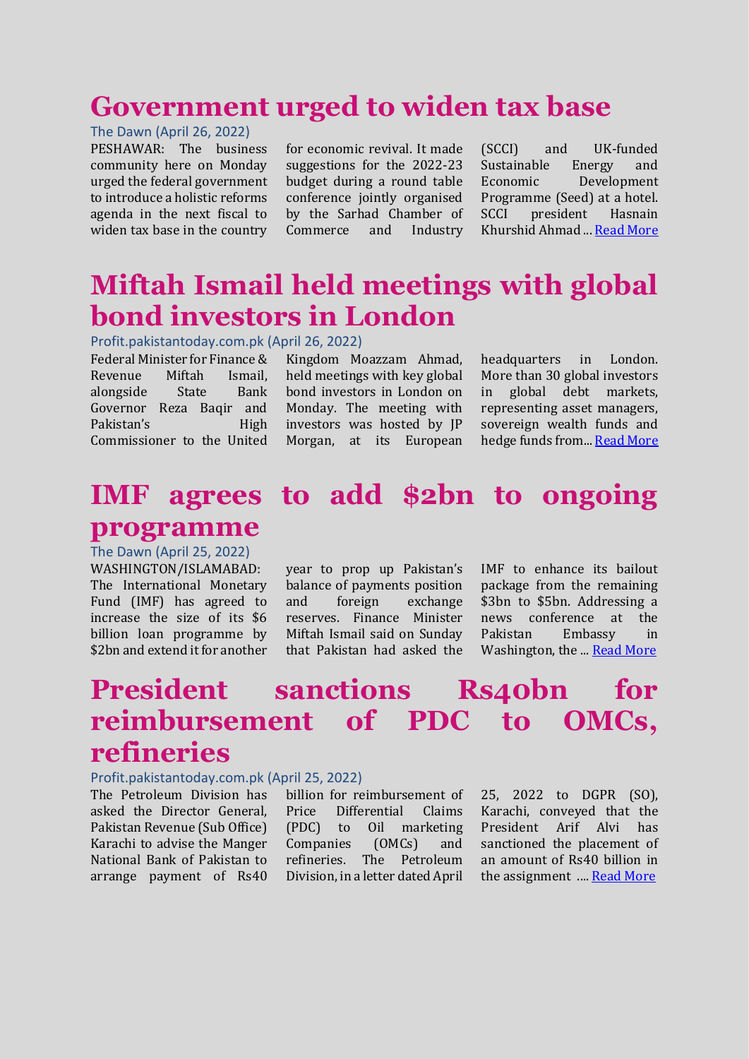# Government urged to widen tax base

The Dawn (April 26, 2022)

PESHAWAR: The business community here on Monday urged the federal government to introduce a holistic reforms agenda in the next fiscal to widen tax base in the country for economic revival. It made suggestions for the 2022-23 budget during a round table conference jointly organised by the Sarhad Chamber of Commerce and Industry (SCCI) and UK-funded Sustainable Energy and Economic Development Programme (Seed) at a hotel. SCCI president Hasnain Khurshid Ahmad ... Read More

# Miftah Ismail held meetings with global bond investors in London

Profit.pakistantoday.com.pk (April 26, 2022)

Federal Minister for Finance & Revenue Miftah Ismail, alongside State Bank Governor Reza Baqir and Pakistan's High Commissioner to the United Kingdom Moazzam Ahmad, held meetings with key global bond investors in London on Monday. The meeting with investors was hosted by JP Morgan, at its European headquarters in London. More than 30 global investors in global debt markets, representing asset managers, sovereign wealth funds and hedge funds from... Read More

# IMF agrees to add $2bn to ongoing programme

The Dawn (April 25, 2022)

WASHINGTON/ISLAMABAD: The International Monetary Fund (IMF) has agreed to increase the size of its $6 billion loan programme by $2bn and extend it for another year to prop up Pakistan's balance of payments position and foreign exchange reserves. Finance Minister Miftah Ismail said on Sunday that Pakistan had asked the IMF to enhance its bailout package from the remaining $3bn to $5bn. Addressing a news conference at the Pakistan Embassy in Washington, the ... Read More

# President sanctions Rs40bn for reimbursement of PDC to OMCs, refineries

Profit.pakistantoday.com.pk (April 25, 2022)

The Petroleum Division has asked the Director General, Pakistan Revenue (Sub Office) Karachi to advise the Manger National Bank of Pakistan to arrange payment of Rs40 billion for reimbursement of Price Differential Claims (PDC) to Oil marketing Companies (OMCs) and refineries. The Petroleum Division, in a letter dated April 25, 2022 to DGPR (SO), Karachi, conveyed that the President Arif Alvi has sanctioned the placement of an amount of Rs40 billion in the assignment .... Read More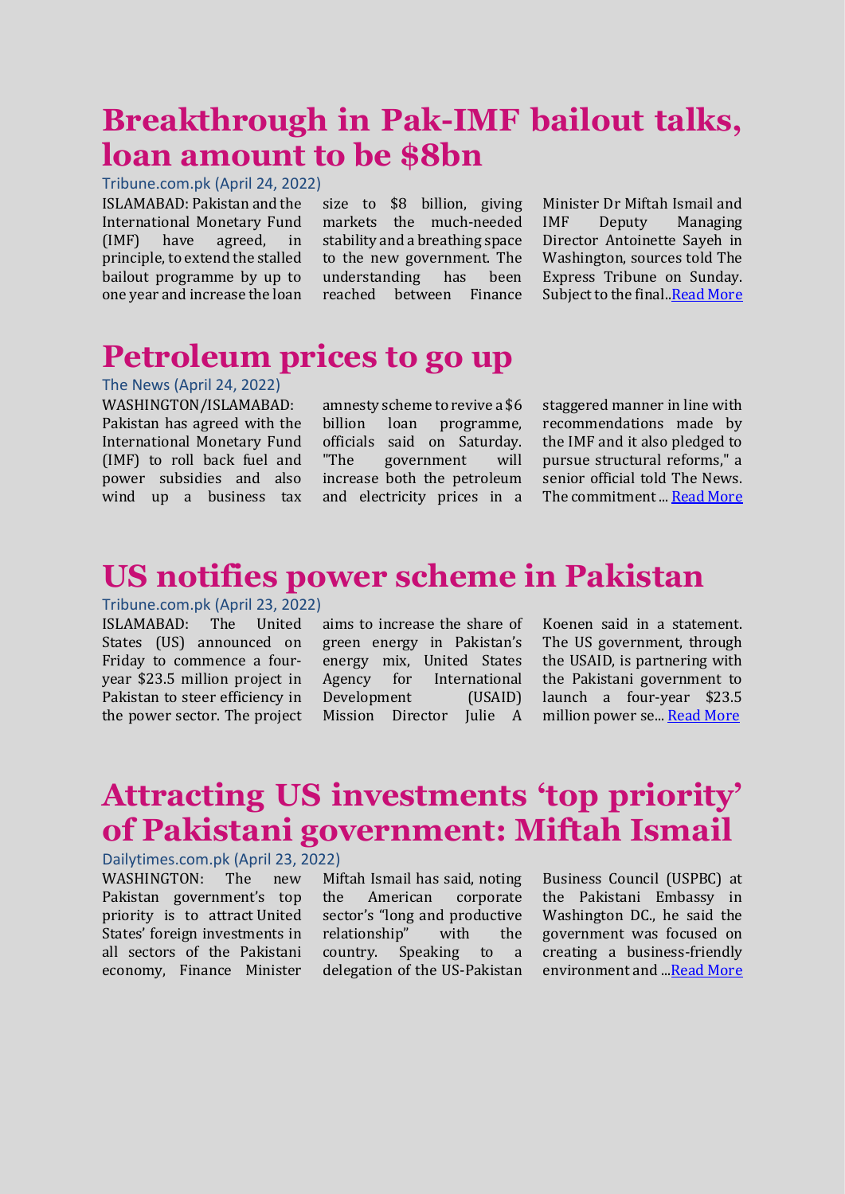## Breakthrough in Pak-IMF bailout talks, loan amount to be $8bn

Tribune.com.pk (April 24, 2022)

ISLAMABAD: Pakistan and the International Monetary Fund (IMF) have agreed, in principle, to extend the stalled bailout programme by up to one year and increase the loan size to $8 billion, giving markets the much-needed stability and a breathing space to the new government. The understanding has been reached between Finance Minister Dr Miftah Ismail and IMF Deputy Managing Director Antoinette Sayeh in Washington, sources told The Express Tribune on Sunday. Subject to the final..[Read More]

## Petroleum prices to go up

The News (April 24, 2022)

WASHINGTON/ISLAMABAD: Pakistan has agreed with the International Monetary Fund (IMF) to roll back fuel and power subsidies and also wind up a business tax amnesty scheme to revive a $6 billion loan programme, officials said on Saturday. "The government will increase both the petroleum and electricity prices in a staggered manner in line with recommendations made by the IMF and it also pledged to pursue structural reforms," a senior official told The News. The commitment ... [Read More]

## US notifies power scheme in Pakistan

Tribune.com.pk (April 23, 2022)

ISLAMABAD: The United States (US) announced on Friday to commence a four-year $23.5 million project in Pakistan to steer efficiency in the power sector. The project aims to increase the share of green energy in Pakistan's energy mix, United States Agency for International Development (USAID) Mission Director Julie A Koenen said in a statement. The US government, through the USAID, is partnering with the Pakistani government to launch a four-year $23.5 million power se... [Read More]

## Attracting US investments 'top priority' of Pakistani government: Miftah Ismail

Dailytimes.com.pk (April 23, 2022)

WASHINGTON: The new Pakistan government's top priority is to attract United States' foreign investments in all sectors of the Pakistani economy, Finance Minister Miftah Ismail has said, noting the American corporate sector's "long and productive relationship" with the country. Speaking to a delegation of the US-Pakistan Business Council (USPBC) at the Pakistani Embassy in Washington DC., he said the government was focused on creating a business-friendly environment and ...[Read More]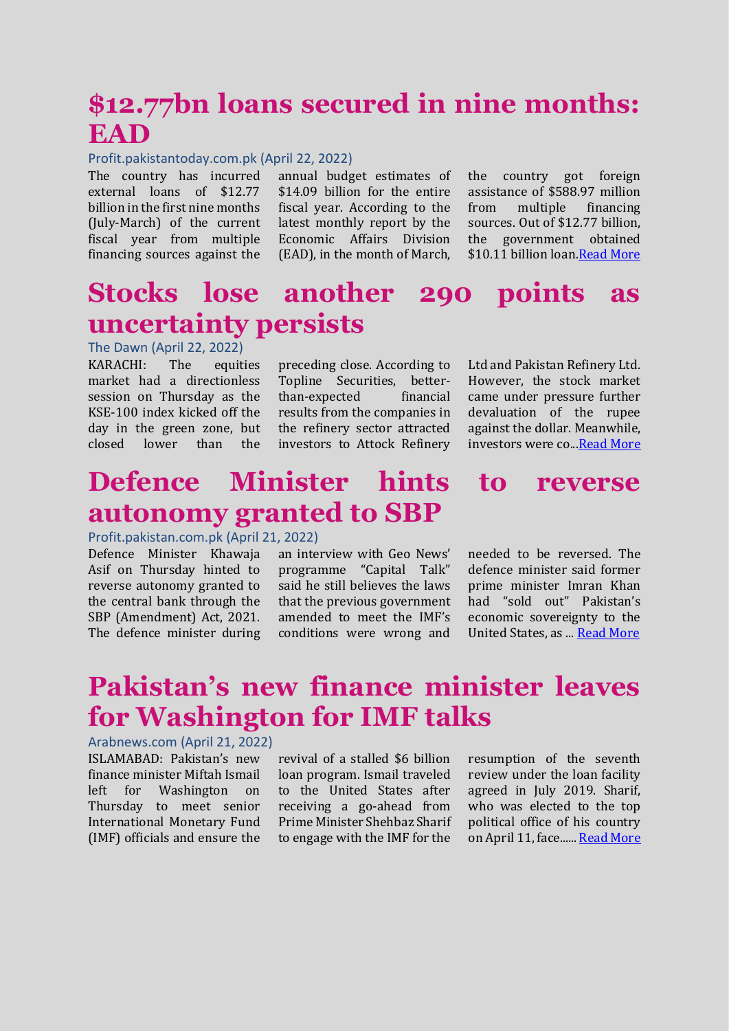# $12.77bn loans secured in nine months: EAD

Profit.pakistantoday.com.pk (April 22, 2022)

The country has incurred external loans of $12.77 billion in the first nine months (July-March) of the current fiscal year from multiple financing sources against the annual budget estimates of $14.09 billion for the entire fiscal year. According to the latest monthly report by the Economic Affairs Division (EAD), in the month of March, the country got foreign assistance of $588.97 million from multiple financing sources. Out of $12.77 billion, the government obtained $10.11 billion loan.[Read More]

# Stocks lose another 290 points as uncertainty persists

The Dawn (April 22, 2022)

KARACHI: The equities market had a directionless session on Thursday as the KSE-100 index kicked off the day in the green zone, but closed lower than the preceding close. According to Topline Securities, better-than-expected financial results from the companies in the refinery sector attracted investors to Attock Refinery Ltd and Pakistan Refinery Ltd. However, the stock market came under pressure further devaluation of the rupee against the dollar. Meanwhile, investors were co...[Read More]

# Defence Minister hints to reverse autonomy granted to SBP

Profit.pakistan.com.pk (April 21, 2022)

Defence Minister Khawaja Asif on Thursday hinted to reverse autonomy granted to the central bank through the SBP (Amendment) Act, 2021. The defence minister during an interview with Geo News' programme "Capital Talk" said he still believes the laws that the previous government amended to meet the IMF's conditions were wrong and needed to be reversed. The defence minister said former prime minister Imran Khan had "sold out" Pakistan's economic sovereignty to the United States, as ... [Read More]

# Pakistan's new finance minister leaves for Washington for IMF talks

Arabnews.com (April 21, 2022)

ISLAMABAD: Pakistan's new finance minister Miftah Ismail left for Washington on Thursday to meet senior International Monetary Fund (IMF) officials and ensure the revival of a stalled $6 billion loan program. Ismail traveled to the United States after receiving a go-ahead from Prime Minister Shehbaz Sharif to engage with the IMF for the resumption of the seventh review under the loan facility agreed in July 2019. Sharif, who was elected to the top political office of his country on April 11, face...... [Read More]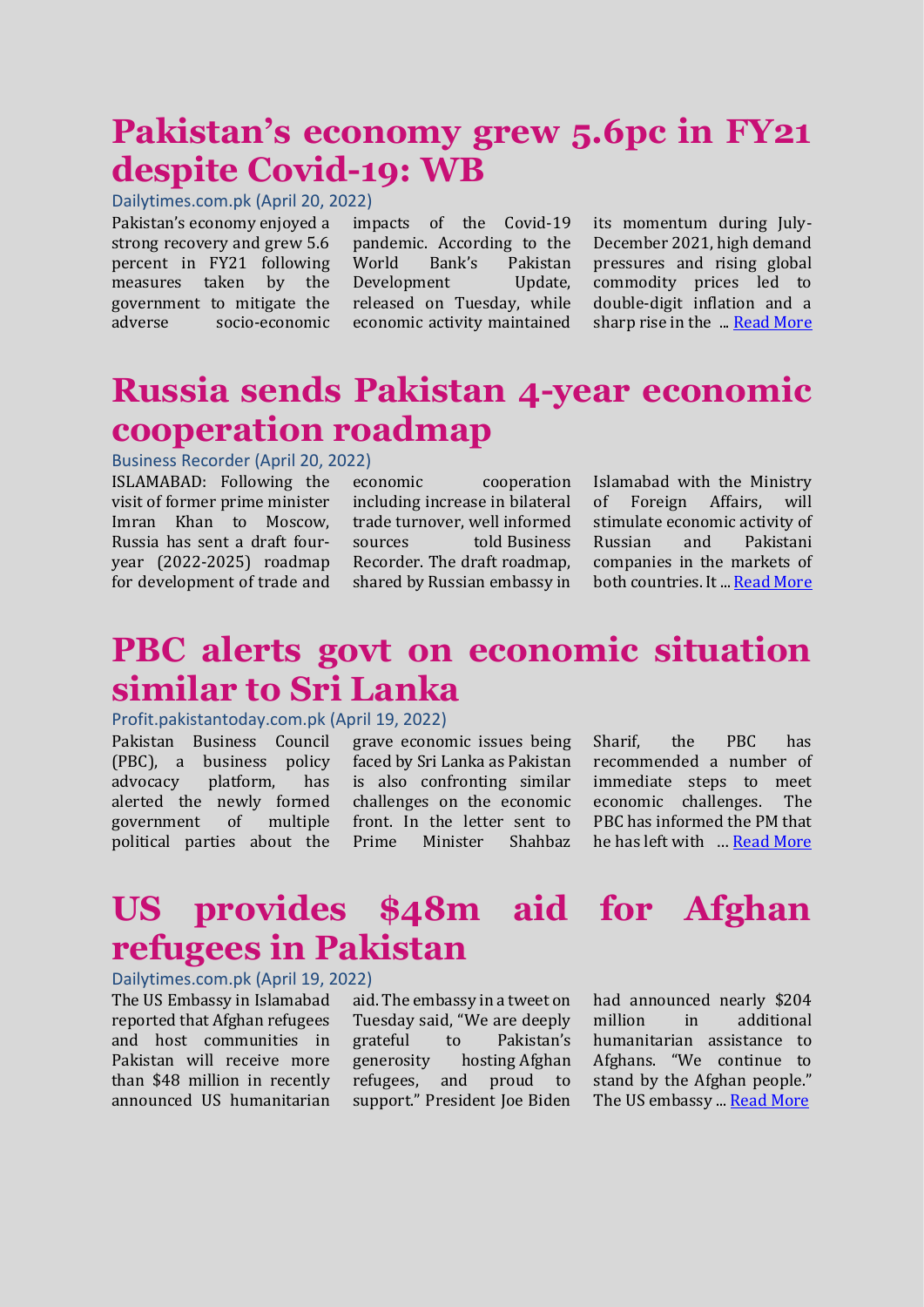# Pakistan's economy grew 5.6pc in FY21 despite Covid-19: WB

Dailytimes.com.pk (April 20, 2022)

Pakistan's economy enjoyed a strong recovery and grew 5.6 percent in FY21 following measures taken by the government to mitigate the adverse socio-economic impacts of the Covid-19 pandemic. According to the World Bank's Pakistan Development Update, released on Tuesday, while economic activity maintained its momentum during July-December 2021, high demand pressures and rising global commodity prices led to double-digit inflation and a sharp rise in the ... [Read More]

# Russia sends Pakistan 4-year economic cooperation roadmap

Business Recorder (April 20, 2022)

ISLAMABAD: Following the visit of former prime minister Imran Khan to Moscow, Russia has sent a draft four-year (2022-2025) roadmap for development of trade and economic cooperation including increase in bilateral trade turnover, well informed sources told Business Recorder. The draft roadmap, shared by Russian embassy in Islamabad with the Ministry of Foreign Affairs, will stimulate economic activity of Russian and Pakistani companies in the markets of both countries. It ... [Read More]

# PBC alerts govt on economic situation similar to Sri Lanka

Profit.pakistantoday.com.pk (April 19, 2022)

Pakistan Business Council (PBC), a business policy advocacy platform, has alerted the newly formed government of multiple political parties about the grave economic issues being faced by Sri Lanka as Pakistan is also confronting similar challenges on the economic front. In the letter sent to Prime Minister Shahbaz Sharif, the PBC has recommended a number of immediate steps to meet economic challenges. The PBC has informed the PM that he has left with ... [Read More]

# US provides $48m aid for Afghan refugees in Pakistan

Dailytimes.com.pk (April 19, 2022)

The US Embassy in Islamabad reported that Afghan refugees and host communities in Pakistan will receive more than $48 million in recently announced US humanitarian aid. The embassy in a tweet on Tuesday said, "We are deeply grateful to Pakistan's generosity hosting Afghan refugees, and proud to support." President Joe Biden had announced nearly $204 million in additional humanitarian assistance to Afghans. "We continue to stand by the Afghan people." The US embassy ... [Read More]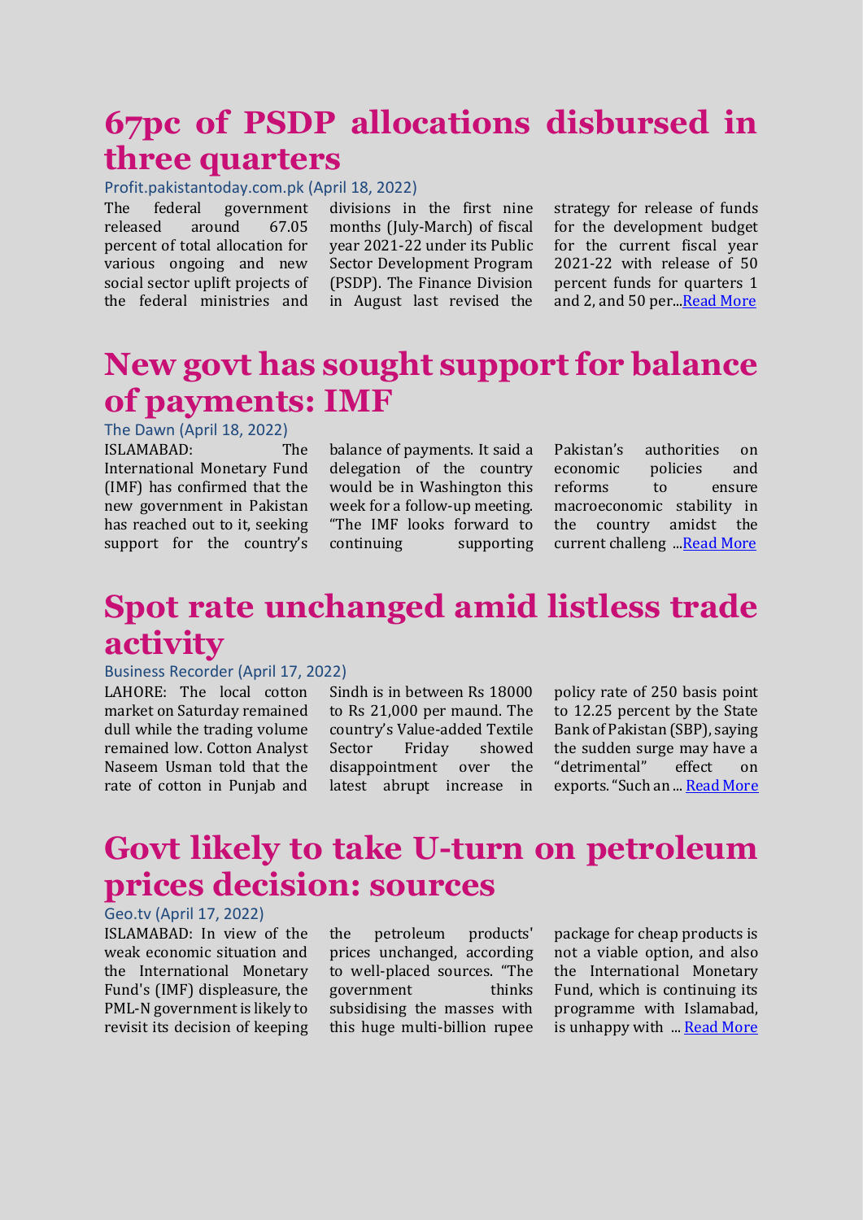# 67pc of PSDP allocations disbursed in three quarters

Profit.pakistantoday.com.pk (April 18, 2022)

The federal government released around 67.05 percent of total allocation for various ongoing and new social sector uplift projects of the federal ministries and divisions in the first nine months (July-March) of fiscal year 2021-22 under its Public Sector Development Program (PSDP). The Finance Division in August last revised the strategy for release of funds for the development budget for the current fiscal year 2021-22 with release of 50 percent funds for quarters 1 and 2, and 50 per...Read More

# New govt has sought support for balance of payments: IMF

The Dawn (April 18, 2022)

ISLAMABAD: The International Monetary Fund (IMF) has confirmed that the new government in Pakistan has reached out to it, seeking support for the country's balance of payments. It said a delegation of the country would be in Washington this week for a follow-up meeting. "The IMF looks forward to continuing supporting Pakistan's authorities on economic policies and reforms to ensure macroeconomic stability in the country amidst the current challeng ...Read More

# Spot rate unchanged amid listless trade activity

Business Recorder (April 17, 2022)

LAHORE: The local cotton market on Saturday remained dull while the trading volume remained low. Cotton Analyst Naseem Usman told that the rate of cotton in Punjab and Sindh is in between Rs 18000 to Rs 21,000 per maund. The country's Value-added Textile Sector Friday showed disappointment over the latest abrupt increase in policy rate of 250 basis point to 12.25 percent by the State Bank of Pakistan (SBP), saying the sudden surge may have a "detrimental" effect on exports. "Such an ... Read More

# Govt likely to take U-turn on petroleum prices decision: sources

Geo.tv (April 17, 2022)

ISLAMABAD: In view of the weak economic situation and the International Monetary Fund's (IMF) displeasure, the PML-N government is likely to revisit its decision of keeping the petroleum products' prices unchanged, according to well-placed sources. "The government thinks subsidising the masses with this huge multi-billion rupee package for cheap products is not a viable option, and also the International Monetary Fund, which is continuing its programme with Islamabad, is unhappy with ... Read More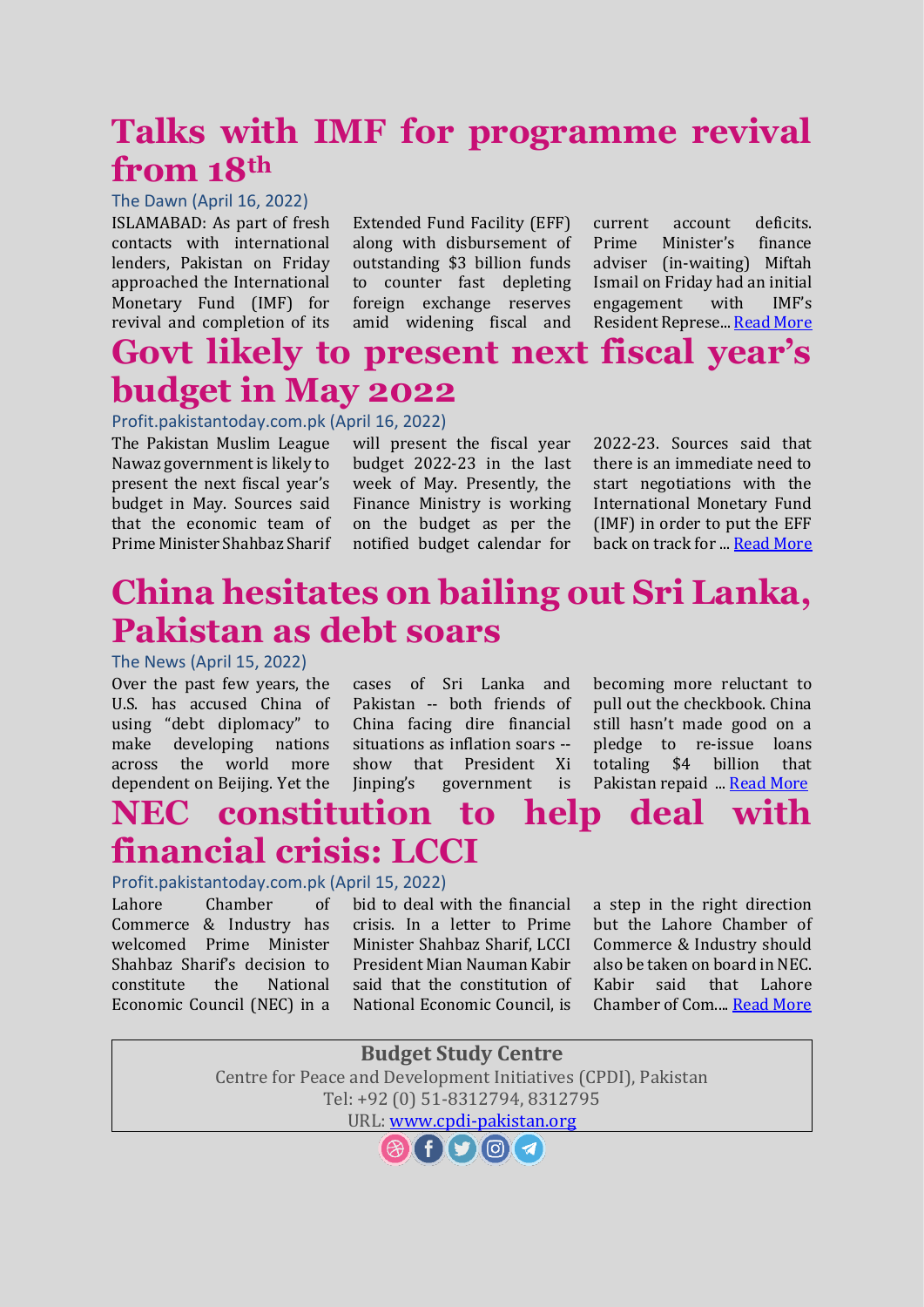# Talks with IMF for programme revival from 18th

The Dawn (April 16, 2022)

ISLAMABAD: As part of fresh contacts with international lenders, Pakistan on Friday approached the International Monetary Fund (IMF) for revival and completion of its Extended Fund Facility (EFF) along with disbursement of outstanding $3 billion funds to counter fast depleting foreign exchange reserves amid widening fiscal and current account deficits. Prime Minister's finance adviser (in-waiting) Miftah Ismail on Friday had an initial engagement with IMF's Resident Represe... Read More

# Govt likely to present next fiscal year's budget in May 2022

Profit.pakistantoday.com.pk (April 16, 2022)

The Pakistan Muslim League Nawaz government is likely to present the next fiscal year's budget in May. Sources said that the economic team of Prime Minister Shahbaz Sharif will present the fiscal year budget 2022-23 in the last week of May. Presently, the Finance Ministry is working on the budget as per the notified budget calendar for 2022-23. Sources said that there is an immediate need to start negotiations with the International Monetary Fund (IMF) in order to put the EFF back on track for ... Read More

# China hesitates on bailing out Sri Lanka, Pakistan as debt soars

The News (April 15, 2022)

Over the past few years, the U.S. has accused China of using "debt diplomacy" to make developing nations across the world more dependent on Beijing. Yet the cases of Sri Lanka and Pakistan -- both friends of China facing dire financial situations as inflation soars -- show that President Xi Jinping's government is becoming more reluctant to pull out the checkbook. China still hasn't made good on a pledge to re-issue loans totaling $4 billion that Pakistan repaid ... Read More

# NEC constitution to help deal with financial crisis: LCCI

Profit.pakistantoday.com.pk (April 15, 2022)

Lahore Chamber of Commerce & Industry has welcomed Prime Minister Shahbaz Sharif's decision to constitute the National Economic Council (NEC) in a bid to deal with the financial crisis. In a letter to Prime Minister Shahbaz Sharif, LCCI President Mian Nauman Kabir said that the constitution of National Economic Council, is a step in the right direction but the Lahore Chamber of Commerce & Industry should also be taken on board in NEC. Kabir said that Lahore Chamber of Com.... Read More

**Budget Study Centre**
Centre for Peace and Development Initiatives (CPDI), Pakistan
Tel: +92 (0) 51-8312794, 8312795
URL: www.cpdi-pakistan.org